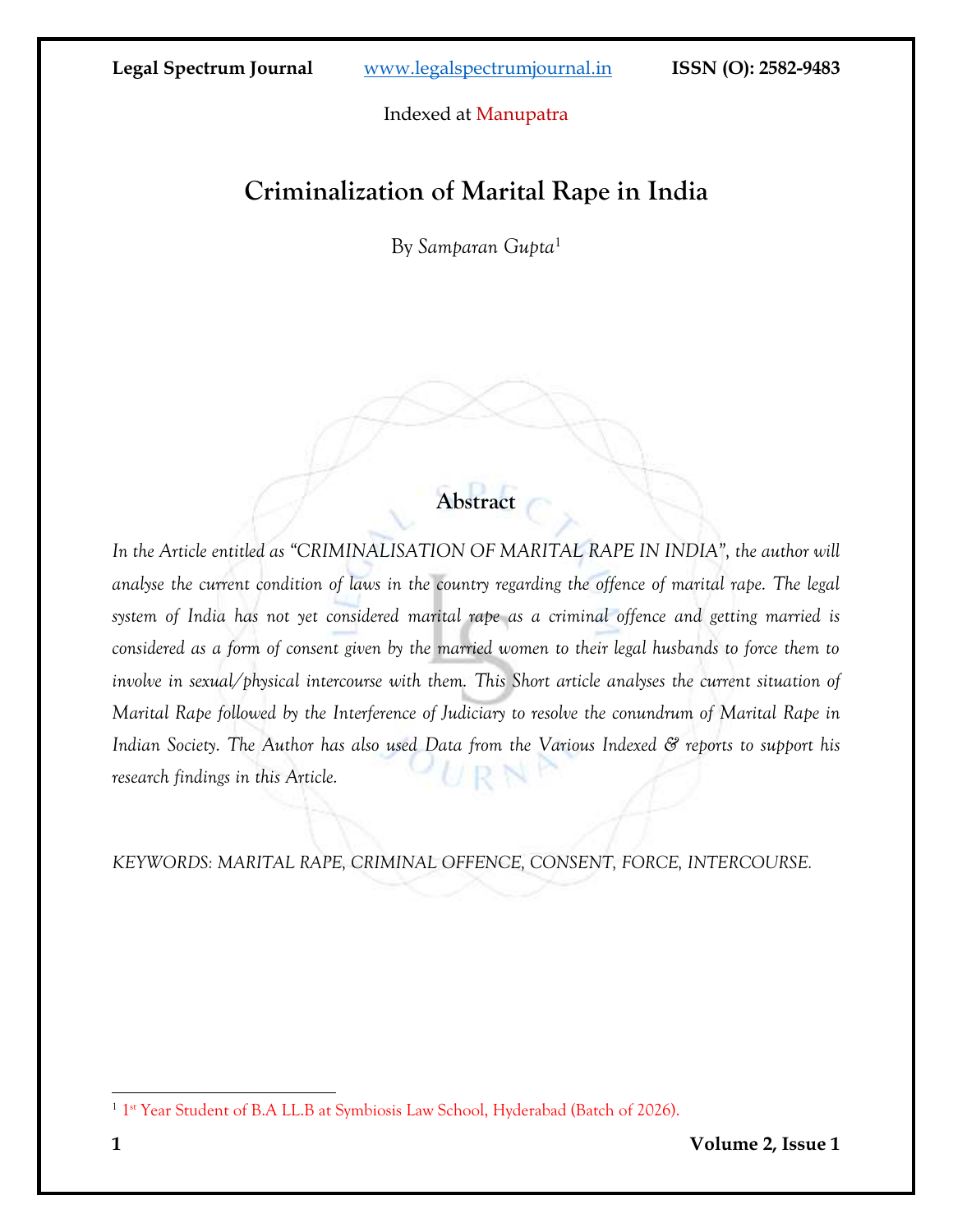# Criminalization of Marital Rape in India

By *Samparan Gupta*[1]

## Abstract

*In the Article entitled as "CRIMINALISATION OF MARITAL RAPE IN INDIA", the author will analyse the current condition of laws in the country regarding the offence of marital rape. The legal system of India has not yet considered marital rape as a criminal offence and getting married is considered as a form of consent given by the married women to their legal husbands to force them to involve in sexual/physical intercourse with them. This Short article analyses the current situation of Marital Rape followed by the Interference of Judiciary to resolve the conundrum of Marital Rape in Indian Society. The Author has also used Data from the Various Indexed & reports to support his research findings in this Article.*

*KEYWORDS: MARITAL RAPE, CRIMINAL OFFENCE, CONSENT, FORCE, INTERCOURSE.*

---

[1] 1st Year Student of B.A LL.B at Symbiosis Law School, Hyderabad (Batch of 2026).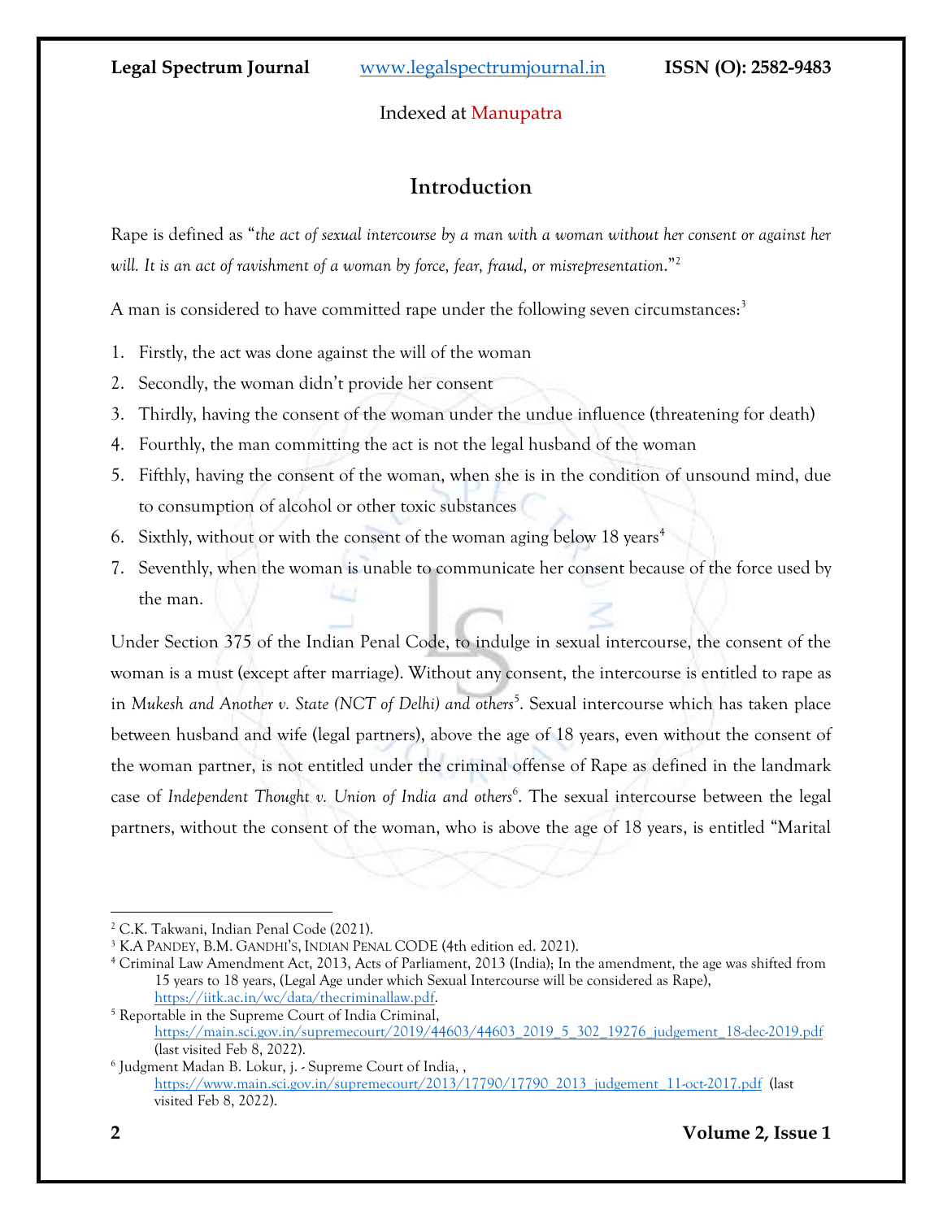## Introduction

Rape is defined as "*the act of sexual intercourse by a man with a woman without her consent or against her will. It is an act of ravishment of a woman by force, fear, fraud, or misrepresentation*."[2]

A man is considered to have committed rape under the following seven circumstances:[3]

1. Firstly, the act was done against the will of the woman
2. Secondly, the woman didn't provide her consent
3. Thirdly, having the consent of the woman under the undue influence (threatening for death)
4. Fourthly, the man committing the act is not the legal husband of the woman
5. Fifthly, having the consent of the woman, when she is in the condition of unsound mind, due to consumption of alcohol or other toxic substances
6. Sixthly, without or with the consent of the woman aging below 18 years[4]
7. Seventhly, when the woman is unable to communicate her consent because of the force used by the man.

Under Section 375 of the Indian Penal Code, to indulge in sexual intercourse, the consent of the woman is a must (except after marriage). Without any consent, the intercourse is entitled to rape as in *Mukesh and Another v. State (NCT of Delhi) and others*[5]. Sexual intercourse which has taken place between husband and wife (legal partners), above the age of 18 years, even without the consent of the woman partner, is not entitled under the criminal offense of Rape as defined in the landmark case of *Independent Thought v. Union of India and others*[6]. The sexual intercourse between the legal partners, without the consent of the woman, who is above the age of 18 years, is entitled "Marital

---

[2] C.K. Takwani, Indian Penal Code (2021).

[3] K.A Pandey, B.M. Gandhi's, Indian Penal Code (4th edition ed. 2021).

[4] Criminal Law Amendment Act, 2013, Acts of Parliament, 2013 (India); In the amendment, the age was shifted from 15 years to 18 years, (Legal Age under which Sexual Intercourse will be considered as Rape), https://iitk.ac.in/wc/data/thecriminallaw.pdf.

[5] Reportable in the Supreme Court of India Criminal, https://main.sci.gov.in/supremecourt/2019/44603/44603_2019_5_302_19276_judgement_18-dec-2019.pdf (last visited Feb 8, 2022).

[6] Judgment Madan B. Lokur, j. - Supreme Court of India, , https://www.main.sci.gov.in/supremecourt/2013/17790/17790_2013_judgement_11-oct-2017.pdf (last visited Feb 8, 2022).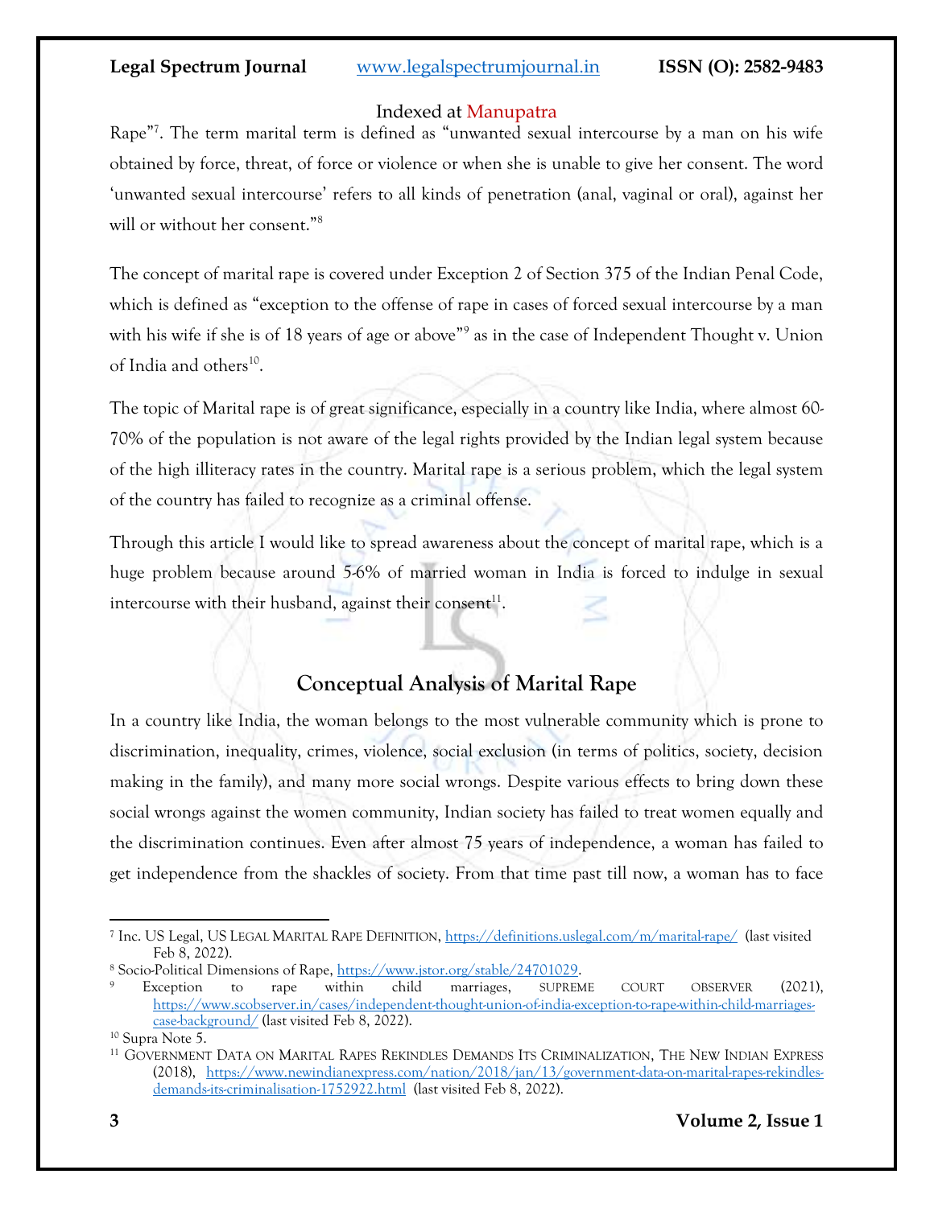Rape"[7]. The term marital term is defined as "unwanted sexual intercourse by a man on his wife obtained by force, threat, of force or violence or when she is unable to give her consent. The word 'unwanted sexual intercourse' refers to all kinds of penetration (anal, vaginal or oral), against her will or without her consent."[8]

The concept of marital rape is covered under Exception 2 of Section 375 of the Indian Penal Code, which is defined as "exception to the offense of rape in cases of forced sexual intercourse by a man with his wife if she is of 18 years of age or above"[9] as in the case of Independent Thought v. Union of India and others[10].

The topic of Marital rape is of great significance, especially in a country like India, where almost 60-70% of the population is not aware of the legal rights provided by the Indian legal system because of the high illiteracy rates in the country. Marital rape is a serious problem, which the legal system of the country has failed to recognize as a criminal offense.

Through this article I would like to spread awareness about the concept of marital rape, which is a huge problem because around 5-6% of married woman in India is forced to indulge in sexual intercourse with their husband, against their consent[11].

## Conceptual Analysis of Marital Rape

In a country like India, the woman belongs to the most vulnerable community which is prone to discrimination, inequality, crimes, violence, social exclusion (in terms of politics, society, decision making in the family), and many more social wrongs. Despite various effects to bring down these social wrongs against the women community, Indian society has failed to treat women equally and the discrimination continues. Even after almost 75 years of independence, a woman has failed to get independence from the shackles of society. From that time past till now, a woman has to face

---

[7] Inc. US Legal, US LEGAL MARITAL RAPE DEFINITION, https://definitions.uslegal.com/m/marital-rape/ (last visited Feb 8, 2022).

[8] Socio-Political Dimensions of Rape, https://www.jstor.org/stable/24701029.

[9] Exception to rape within child marriages, SUPREME COURT OBSERVER (2021), https://www.scobserver.in/cases/independent-thought-union-of-india-exception-to-rape-within-child-marriages-case-background/ (last visited Feb 8, 2022).

[10] Supra Note 5.

[11] GOVERNMENT DATA ON MARITAL RAPES REKINDLES DEMANDS ITS CRIMINALIZATION, THE NEW INDIAN EXPRESS (2018), https://www.newindianexpress.com/nation/2018/jan/13/government-data-on-marital-rapes-rekindles-demands-its-criminalisation-1752922.html (last visited Feb 8, 2022).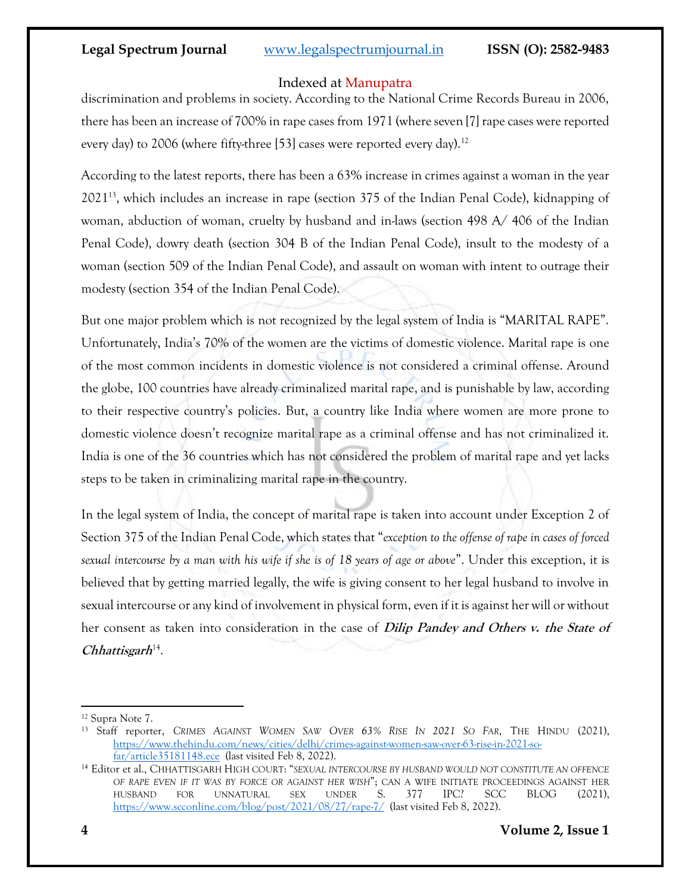discrimination and problems in society. According to the National Crime Records Bureau in 2006, there has been an increase of 700% in rape cases from 1971 (where seven [7] rape cases were reported every day) to 2006 (where fifty-three [53] cases were reported every day).[12]

According to the latest reports, there has been a 63% increase in crimes against a woman in the year 2021[13], which includes an increase in rape (section 375 of the Indian Penal Code), kidnapping of woman, abduction of woman, cruelty by husband and in-laws (section 498 A/ 406 of the Indian Penal Code), dowry death (section 304 B of the Indian Penal Code), insult to the modesty of a woman (section 509 of the Indian Penal Code), and assault on woman with intent to outrage their modesty (section 354 of the Indian Penal Code).

But one major problem which is not recognized by the legal system of India is "MARITAL RAPE". Unfortunately, India's 70% of the women are the victims of domestic violence. Marital rape is one of the most common incidents in domestic violence is not considered a criminal offense. Around the globe, 100 countries have already criminalized marital rape, and is punishable by law, according to their respective country's policies. But, a country like India where women are more prone to domestic violence doesn't recognize marital rape as a criminal offense and has not criminalized it. India is one of the 36 countries which has not considered the problem of marital rape and yet lacks steps to be taken in criminalizing marital rape in the country.

In the legal system of India, the concept of marital rape is taken into account under Exception 2 of Section 375 of the Indian Penal Code, which states that "*exception to the offense of rape in cases of forced sexual intercourse by a man with his wife if she is of 18 years of age or above*". Under this exception, it is believed that by getting married legally, the wife is giving consent to her legal husband to involve in sexual intercourse or any kind of involvement in physical form, even if it is against her will or without her consent as taken into consideration in the case of ***Dilip Pandey and Others v. the State of Chhattisgarh***[14].

---

[12] Supra Note 7.

[13] Staff reporter, *CRIMES AGAINST WOMEN SAW OVER 63% RISE IN 2021 SO FAR*, THE HINDU (2021), https://www.thehindu.com/news/cities/delhi/crimes-against-women-saw-over-63-rise-in-2021-so-far/article35181148.ece (last visited Feb 8, 2022).

[14] Editor et al., CHHATTISGARH HIGH COURT: "*SEXUAL INTERCOURSE BY HUSBAND WOULD NOT CONSTITUTE AN OFFENCE OF RAPE EVEN IF IT WAS BY FORCE OR AGAINST HER WISH*"; CAN A WIFE INITIATE PROCEEDINGS AGAINST HER HUSBAND FOR UNNATURAL SEX UNDER S. 377 IPC? SCC BLOG (2021), https://www.scconline.com/blog/post/2021/08/27/rape-7/ (last visited Feb 8, 2022).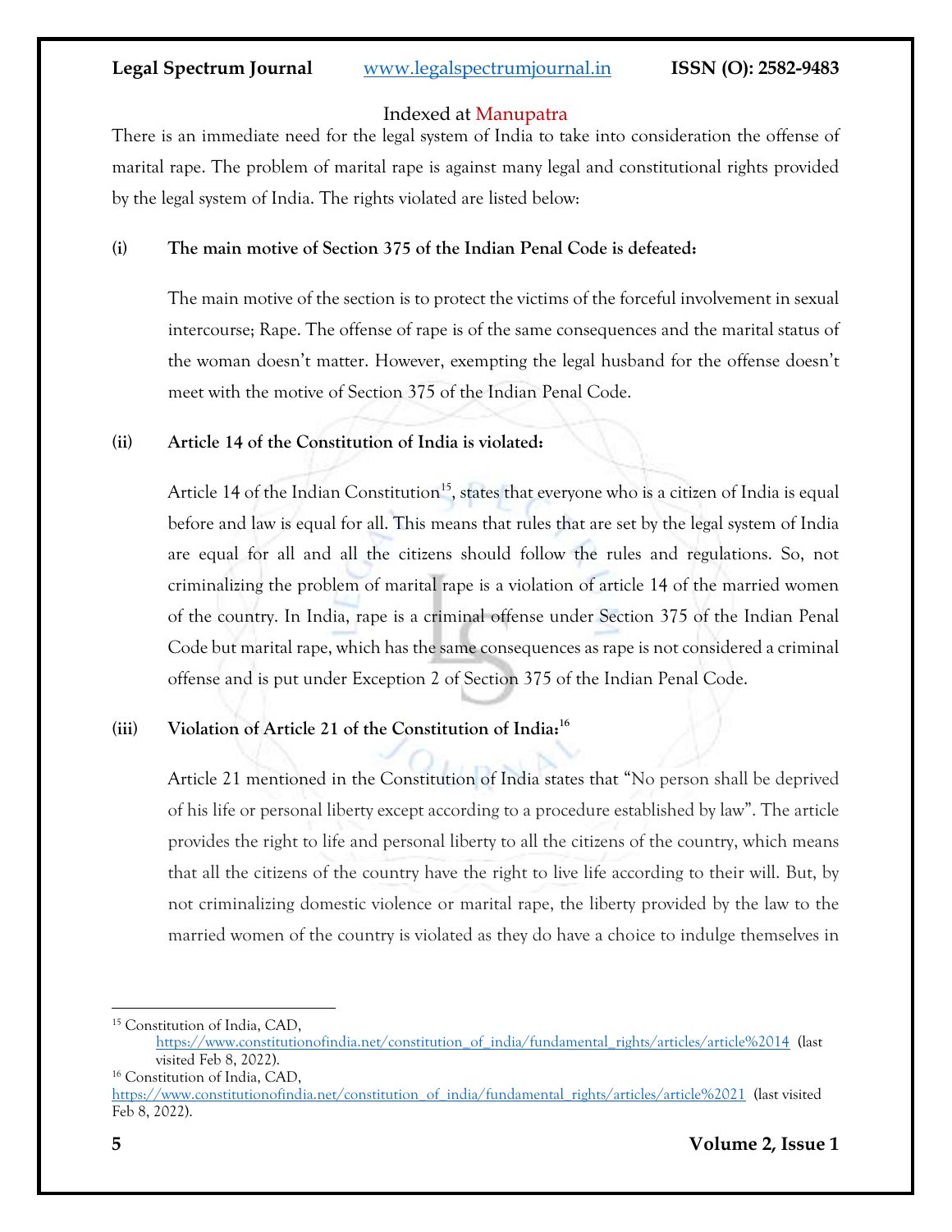There is an immediate need for the legal system of India to take into consideration the offense of marital rape. The problem of marital rape is against many legal and constitutional rights provided by the legal system of India. The rights violated are listed below:

**(i) The main motive of Section 375 of the Indian Penal Code is defeated:**

The main motive of the section is to protect the victims of the forceful involvement in sexual intercourse; Rape. The offense of rape is of the same consequences and the marital status of the woman doesn't matter. However, exempting the legal husband for the offense doesn't meet with the motive of Section 375 of the Indian Penal Code.

**(ii) Article 14 of the Constitution of India is violated:**

Article 14 of the Indian Constitution[15], states that everyone who is a citizen of India is equal before and law is equal for all. This means that rules that are set by the legal system of India are equal for all and all the citizens should follow the rules and regulations. So, not criminalizing the problem of marital rape is a violation of article 14 of the married women of the country. In India, rape is a criminal offense under Section 375 of the Indian Penal Code but marital rape, which has the same consequences as rape is not considered a criminal offense and is put under Exception 2 of Section 375 of the Indian Penal Code.

**(iii) Violation of Article 21 of the Constitution of India:[16]**

Article 21 mentioned in the Constitution of India states that "No person shall be deprived of his life or personal liberty except according to a procedure established by law". The article provides the right to life and personal liberty to all the citizens of the country, which means that all the citizens of the country have the right to live life according to their will. But, by not criminalizing domestic violence or marital rape, the liberty provided by the law to the married women of the country is violated as they do have a choice to indulge themselves in

---

[15] Constitution of India, CAD, https://www.constitutionofindia.net/constitution_of_india/fundamental_rights/articles/article%2014 (last visited Feb 8, 2022).

[16] Constitution of India, CAD, https://www.constitutionofindia.net/constitution_of_india/fundamental_rights/articles/article%2021 (last visited Feb 8, 2022).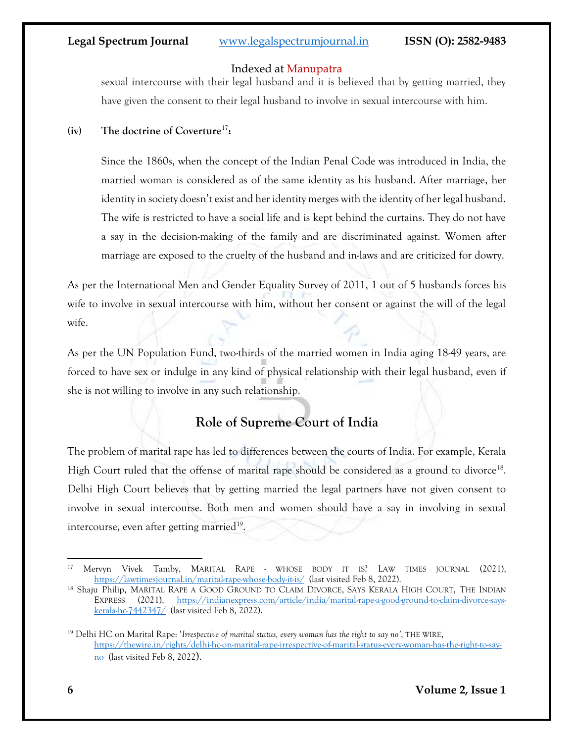sexual intercourse with their legal husband and it is believed that by getting married, they have given the consent to their legal husband to involve in sexual intercourse with him.

**(iv) The doctrine of Coverture[17]:**

Since the 1860s, when the concept of the Indian Penal Code was introduced in India, the married woman is considered as of the same identity as his husband. After marriage, her identity in society doesn't exist and her identity merges with the identity of her legal husband. The wife is restricted to have a social life and is kept behind the curtains. They do not have a say in the decision-making of the family and are discriminated against. Women after marriage are exposed to the cruelty of the husband and in-laws and are criticized for dowry.

As per the International Men and Gender Equality Survey of 2011, 1 out of 5 husbands forces his wife to involve in sexual intercourse with him, without her consent or against the will of the legal wife.

As per the UN Population Fund, two-thirds of the married women in India aging 18-49 years, are forced to have sex or indulge in any kind of physical relationship with their legal husband, even if she is not willing to involve in any such relationship.

## Role of Supreme Court of India

The problem of marital rape has led to differences between the courts of India. For example, Kerala High Court ruled that the offense of marital rape should be considered as a ground to divorce[18]. Delhi High Court believes that by getting married the legal partners have not given consent to involve in sexual intercourse. Both men and women should have a say in involving in sexual intercourse, even after getting married[19].

---

[17] Mervyn Vivek Tamby, MARITAL RAPE - WHOSE BODY IT IS? LAW TIMES JOURNAL (2021), https://lawtimesjournal.in/marital-rape-whose-body-it-is/ (last visited Feb 8, 2022).

[18] Shaju Philip, MARITAL RAPE A GOOD GROUND TO CLAIM DIVORCE, SAYS KERALA HIGH COURT, THE INDIAN EXPRESS (2021), https://indianexpress.com/article/india/marital-rape-a-good-ground-to-claim-divorce-says-kerala-hc-7442347/ (last visited Feb 8, 2022).

[19] Delhi HC on Marital Rape: '*Irrespective of marital status, every woman has the right to say no*', THE WIRE, https://thewire.in/rights/delhi-hc-on-marital-rape-irrespective-of-marital-status-every-woman-has-the-right-to-say-no (last visited Feb 8, 2022).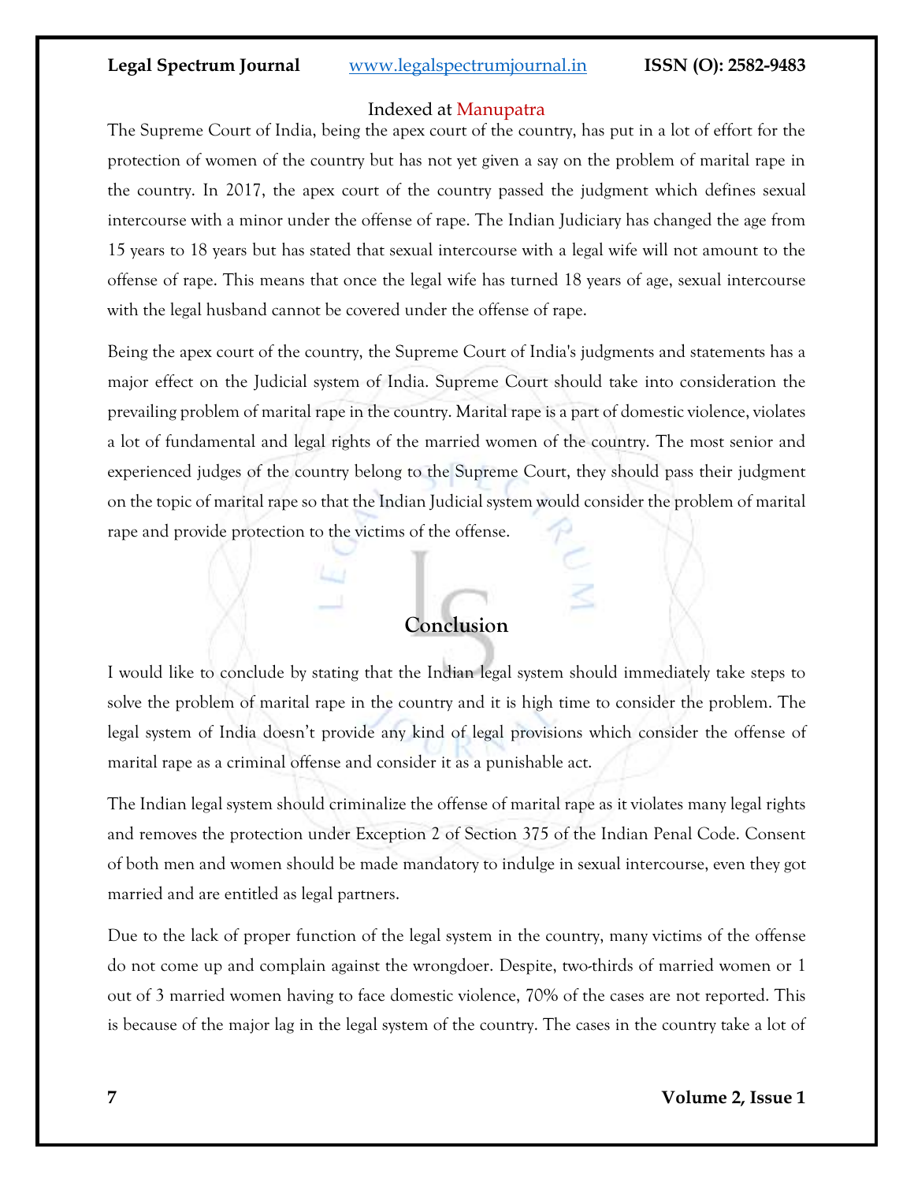The Supreme Court of India, being the apex court of the country, has put in a lot of effort for the protection of women of the country but has not yet given a say on the problem of marital rape in the country. In 2017, the apex court of the country passed the judgment which defines sexual intercourse with a minor under the offense of rape. The Indian Judiciary has changed the age from 15 years to 18 years but has stated that sexual intercourse with a legal wife will not amount to the offense of rape. This means that once the legal wife has turned 18 years of age, sexual intercourse with the legal husband cannot be covered under the offense of rape.

Being the apex court of the country, the Supreme Court of India's judgments and statements has a major effect on the Judicial system of India. Supreme Court should take into consideration the prevailing problem of marital rape in the country. Marital rape is a part of domestic violence, violates a lot of fundamental and legal rights of the married women of the country. The most senior and experienced judges of the country belong to the Supreme Court, they should pass their judgment on the topic of marital rape so that the Indian Judicial system would consider the problem of marital rape and provide protection to the victims of the offense.

## Conclusion

I would like to conclude by stating that the Indian legal system should immediately take steps to solve the problem of marital rape in the country and it is high time to consider the problem. The legal system of India doesn't provide any kind of legal provisions which consider the offense of marital rape as a criminal offense and consider it as a punishable act.

The Indian legal system should criminalize the offense of marital rape as it violates many legal rights and removes the protection under Exception 2 of Section 375 of the Indian Penal Code. Consent of both men and women should be made mandatory to indulge in sexual intercourse, even they got married and are entitled as legal partners.

Due to the lack of proper function of the legal system in the country, many victims of the offense do not come up and complain against the wrongdoer. Despite, two-thirds of married women or 1 out of 3 married women having to face domestic violence, 70% of the cases are not reported. This is because of the major lag in the legal system of the country. The cases in the country take a lot of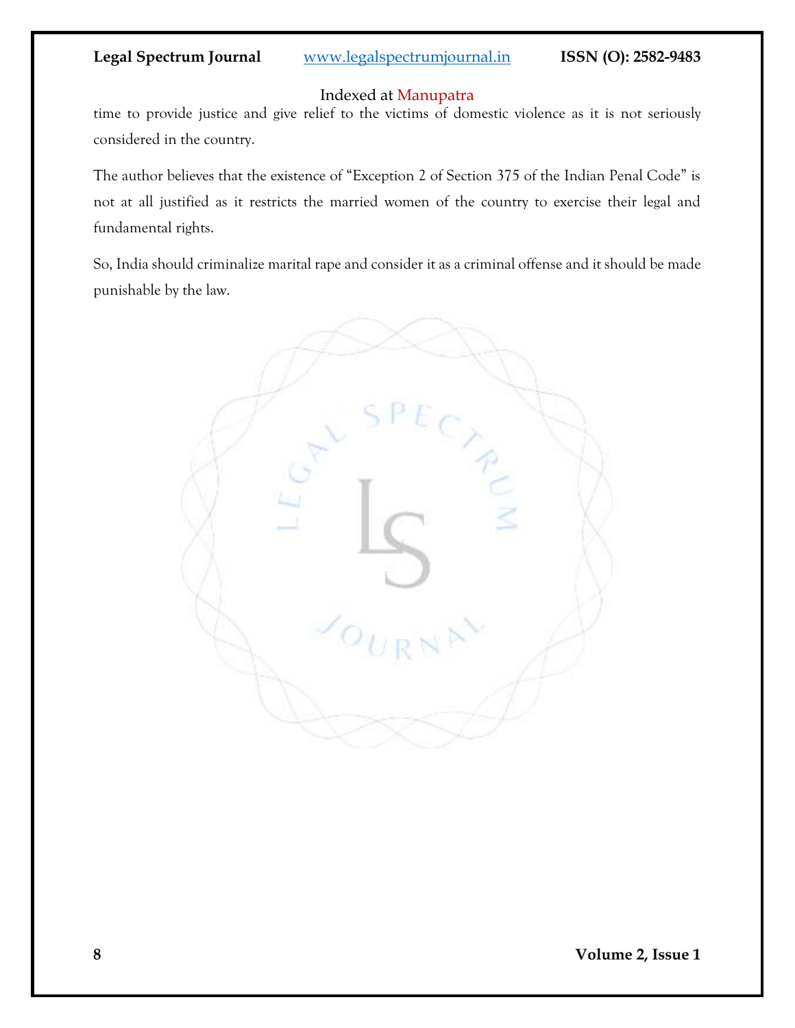time to provide justice and give relief to the victims of domestic violence as it is not seriously considered in the country.

The author believes that the existence of "Exception 2 of Section 375 of the Indian Penal Code" is not at all justified as it restricts the married women of the country to exercise their legal and fundamental rights.

So, India should criminalize marital rape and consider it as a criminal offense and it should be made punishable by the law.